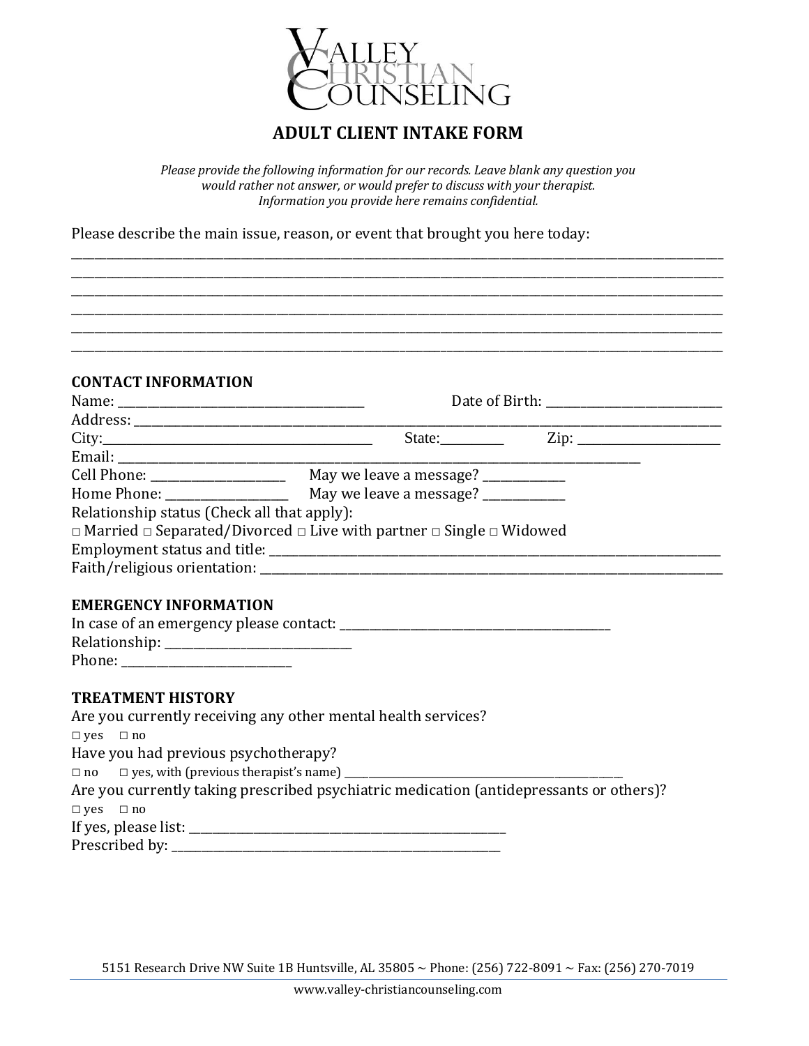# VALLEY CHRISTIAN COUNSELING

## ADULT CLIENT INTAKE FORM

*Please provide the following information for our records. Leave blank any question you would rather not answer, or would prefer to discuss with your therapist. Information you provide here remains confidential.*

Please describe the main issue, reason, or event that brought you here today:

______________________________________________________________________________
______________________________________________________________________________
______________________________________________________________________________
______________________________________________________________________________
______________________________________________________________________________
______________________________________________________________________________

### CONTACT INFORMATION

Name: ______________________________ Date of Birth: ____________________

Address: ______________________________________________________________________

City: ______________________________ State: ________ Zip: ________________

Email: ________________________________________________________________

Cell Phone: __________________ May we leave a message? __________

Home Phone: __________________ May we leave a message? __________

Relationship status (Check all that apply):

□ Married □ Separated/Divorced □ Live with partner □ Single □ Widowed

Employment status and title: ______________________________________________________

Faith/religious orientation: ______________________________________________________

### EMERGENCY INFORMATION

In case of an emergency please contact: ______________________________

Relationship: ______________________

Phone: ____________________

### TREATMENT HISTORY

Are you currently receiving any other mental health services?

□ yes □ no

Have you had previous psychotherapy?

□ no □ yes, with (previous therapist's name) ______________________________

Are you currently taking prescribed psychiatric medication (antidepressants or others)?

□ yes □ no

If yes, please list: ______________________________________

Prescribed by: ______________________________________

5151 Research Drive NW Suite 1B Huntsville, AL 35805 ~ Phone: (256) 722-8091 ~ Fax: (256) 270-7019

www.valley-christiancounseling.com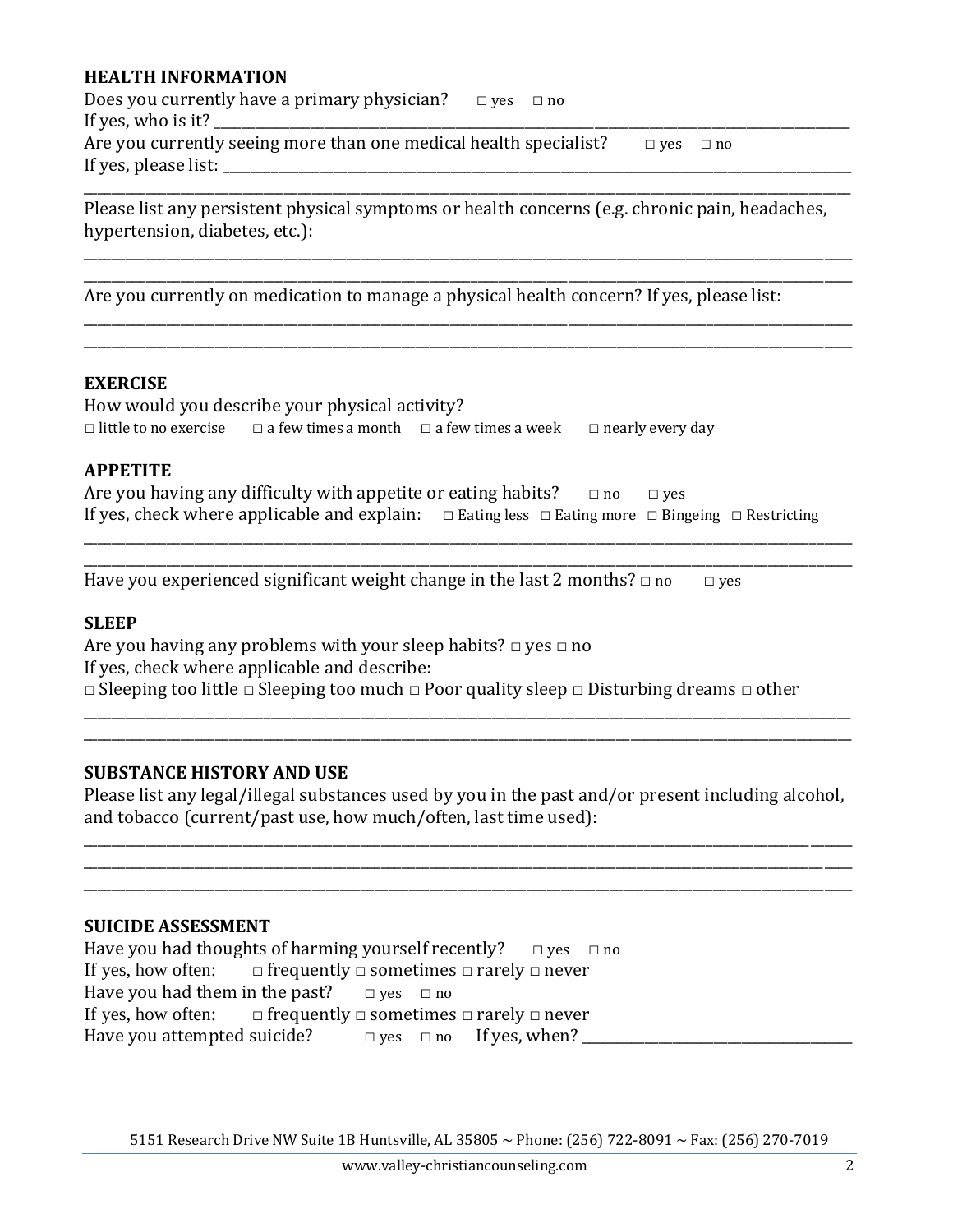## HEALTH INFORMATION

Does you currently have a primary physician? □ yes □ no

If yes, who is it? ____________________________________________________________________________________________

Are you currently seeing more than one medical health specialist? □ yes □ no

If yes, please list: ____________________________________________________________________________________________

____________________________________________________________________________________________

Please list any persistent physical symptoms or health concerns (e.g. chronic pain, headaches, hypertension, diabetes, etc.):

____________________________________________________________________________________________

____________________________________________________________________________________________

Are you currently on medication to manage a physical health concern? If yes, please list:

____________________________________________________________________________________________

____________________________________________________________________________________________

## EXERCISE

How would you describe your physical activity?

□ little to no exercise □ a few times a month □ a few times a week □ nearly every day

## APPETITE

Are you having any difficulty with appetite or eating habits? □ no □ yes

If yes, check where applicable and explain: □ Eating less □ Eating more □ Bingeing □ Restricting

____________________________________________________________________________________________

____________________________________________________________________________________________

Have you experienced significant weight change in the last 2 months? □ no □ yes

## SLEEP

Are you having any problems with your sleep habits? □ yes □ no

If yes, check where applicable and describe:

□ Sleeping too little □ Sleeping too much □ Poor quality sleep □ Disturbing dreams □ other

____________________________________________________________________________________________

____________________________________________________________________________________________

## SUBSTANCE HISTORY AND USE

Please list any legal/illegal substances used by you in the past and/or present including alcohol, and tobacco (current/past use, how much/often, last time used):

____________________________________________________________________________________________

____________________________________________________________________________________________

____________________________________________________________________________________________

## SUICIDE ASSESSMENT

Have you had thoughts of harming yourself recently? □ yes □ no

If yes, how often: □ frequently □ sometimes □ rarely □ never

Have you had them in the past? □ yes □ no

If yes, how often: □ frequently □ sometimes □ rarely □ never

Have you attempted suicide? □ yes □ no If yes, when? ____________________________________

5151 Research Drive NW Suite 1B Huntsville, AL 35805 ~ Phone: (256) 722-8091 ~ Fax: (256) 270-7019

www.valley-christiancounseling.com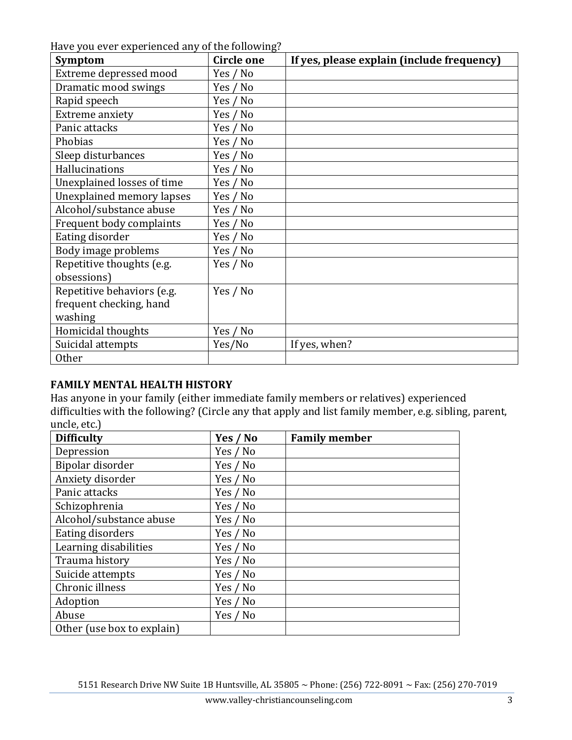Have you ever experienced any of the following?

| Symptom | Circle one | If yes, please explain (include frequency) |
|---|---|---|
| Extreme depressed mood | Yes / No | |
| Dramatic mood swings | Yes / No | |
| Rapid speech | Yes / No | |
| Extreme anxiety | Yes / No | |
| Panic attacks | Yes / No | |
| Phobias | Yes / No | |
| Sleep disturbances | Yes / No | |
| Hallucinations | Yes / No | |
| Unexplained losses of time | Yes / No | |
| Unexplained memory lapses | Yes / No | |
| Alcohol/substance abuse | Yes / No | |
| Frequent body complaints | Yes / No | |
| Eating disorder | Yes / No | |
| Body image problems | Yes / No | |
| Repetitive thoughts (e.g. obsessions) | Yes / No | |
| Repetitive behaviors (e.g. frequent checking, hand washing | Yes / No | |
| Homicidal thoughts | Yes / No | |
| Suicidal attempts | Yes/No | If yes, when? |
| Other | | |

**FAMILY MENTAL HEALTH HISTORY**

Has anyone in your family (either immediate family members or relatives) experienced difficulties with the following? (Circle any that apply and list family member, e.g. sibling, parent, uncle, etc.)

| Difficulty | Yes / No | Family member |
|---|---|---|
| Depression | Yes / No | |
| Bipolar disorder | Yes / No | |
| Anxiety disorder | Yes / No | |
| Panic attacks | Yes / No | |
| Schizophrenia | Yes / No | |
| Alcohol/substance abuse | Yes / No | |
| Eating disorders | Yes / No | |
| Learning disabilities | Yes / No | |
| Trauma history | Yes / No | |
| Suicide attempts | Yes / No | |
| Chronic illness | Yes / No | |
| Adoption | Yes / No | |
| Abuse | Yes / No | |
| Other (use box to explain) | | |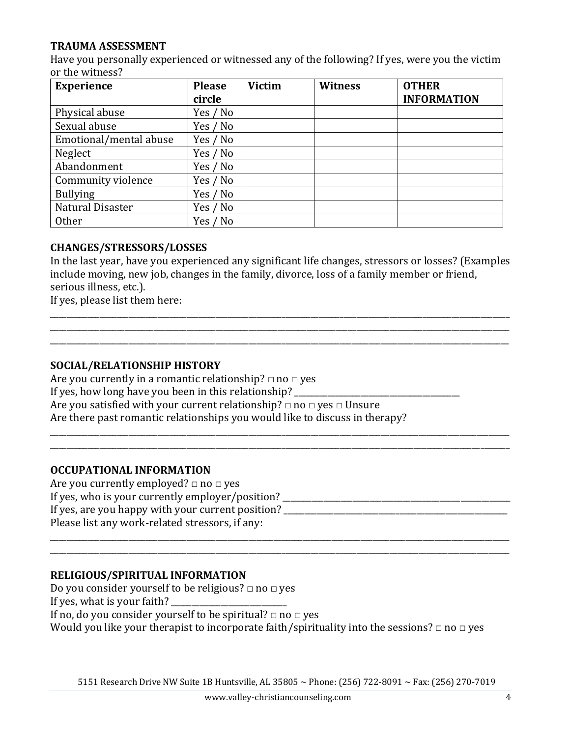### TRAUMA ASSESSMENT

Have you personally experienced or witnessed any of the following? If yes, were you the victim or the witness?

| Experience | Please circle | Victim | Witness | OTHER INFORMATION |
|---|---|---|---|---|
| Physical abuse | Yes / No | | | |
| Sexual abuse | Yes / No | | | |
| Emotional/mental abuse | Yes / No | | | |
| Neglect | Yes / No | | | |
| Abandonment | Yes / No | | | |
| Community violence | Yes / No | | | |
| Bullying | Yes / No | | | |
| Natural Disaster | Yes / No | | | |
| Other | Yes / No | | | |

### CHANGES/STRESSORS/LOSSES

In the last year, have you experienced any significant life changes, stressors or losses? (Examples include moving, new job, changes in the family, divorce, loss of a family member or friend, serious illness, etc.).

If yes, please list them here:

\_\_\_\_\_\_\_\_\_\_\_\_\_\_\_\_\_\_\_\_\_\_\_\_\_\_\_\_\_\_\_\_\_\_\_\_\_\_\_\_\_\_\_\_\_\_\_\_\_\_\_\_\_\_\_\_\_\_\_\_\_\_\_\_\_\_\_\_\_\_\_\_\_\_\_\_\_\_

\_\_\_\_\_\_\_\_\_\_\_\_\_\_\_\_\_\_\_\_\_\_\_\_\_\_\_\_\_\_\_\_\_\_\_\_\_\_\_\_\_\_\_\_\_\_\_\_\_\_\_\_\_\_\_\_\_\_\_\_\_\_\_\_\_\_\_\_\_\_\_\_\_\_\_\_\_\_

\_\_\_\_\_\_\_\_\_\_\_\_\_\_\_\_\_\_\_\_\_\_\_\_\_\_\_\_\_\_\_\_\_\_\_\_\_\_\_\_\_\_\_\_\_\_\_\_\_\_\_\_\_\_\_\_\_\_\_\_\_\_\_\_\_\_\_\_\_\_\_\_\_\_\_\_\_\_

### SOCIAL/RELATIONSHIP HISTORY

Are you currently in a romantic relationship? □ no □ yes

If yes, how long have you been in this relationship? \_\_\_\_\_\_\_\_\_\_\_\_\_\_\_\_\_\_\_\_\_\_\_\_\_\_\_\_\_\_

Are you satisfied with your current relationship? □ no □ yes □ Unsure

Are there past romantic relationships you would like to discuss in therapy?

\_\_\_\_\_\_\_\_\_\_\_\_\_\_\_\_\_\_\_\_\_\_\_\_\_\_\_\_\_\_\_\_\_\_\_\_\_\_\_\_\_\_\_\_\_\_\_\_\_\_\_\_\_\_\_\_\_\_\_\_\_\_\_\_\_\_\_\_\_\_\_\_\_\_\_\_\_\_

\_\_\_\_\_\_\_\_\_\_\_\_\_\_\_\_\_\_\_\_\_\_\_\_\_\_\_\_\_\_\_\_\_\_\_\_\_\_\_\_\_\_\_\_\_\_\_\_\_\_\_\_\_\_\_\_\_\_\_\_\_\_\_\_\_\_\_\_\_\_\_\_\_\_\_\_\_\_

### OCCUPATIONAL INFORMATION

Are you currently employed? □ no □ yes

If yes, who is your currently employer/position? \_\_\_\_\_\_\_\_\_\_\_\_\_\_\_\_\_\_\_\_\_\_\_\_\_\_\_\_\_\_\_\_\_\_\_\_\_\_\_\_

If yes, are you happy with your current position? \_\_\_\_\_\_\_\_\_\_\_\_\_\_\_\_\_\_\_\_\_\_\_\_\_\_\_\_\_\_\_\_\_\_\_\_\_\_\_\_

Please list any work-related stressors, if any:

\_\_\_\_\_\_\_\_\_\_\_\_\_\_\_\_\_\_\_\_\_\_\_\_\_\_\_\_\_\_\_\_\_\_\_\_\_\_\_\_\_\_\_\_\_\_\_\_\_\_\_\_\_\_\_\_\_\_\_\_\_\_\_\_\_\_\_\_\_\_\_\_\_\_\_\_\_\_

\_\_\_\_\_\_\_\_\_\_\_\_\_\_\_\_\_\_\_\_\_\_\_\_\_\_\_\_\_\_\_\_\_\_\_\_\_\_\_\_\_\_\_\_\_\_\_\_\_\_\_\_\_\_\_\_\_\_\_\_\_\_\_\_\_\_\_\_\_\_\_\_\_\_\_\_\_\_

### RELIGIOUS/SPIRITUAL INFORMATION

Do you consider yourself to be religious? □ no □ yes

If yes, what is your faith? \_\_\_\_\_\_\_\_\_\_\_\_\_\_\_\_\_\_\_\_\_\_\_\_

If no, do you consider yourself to be spiritual? □ no □ yes

Would you like your therapist to incorporate faith/spirituality into the sessions? □ no □ yes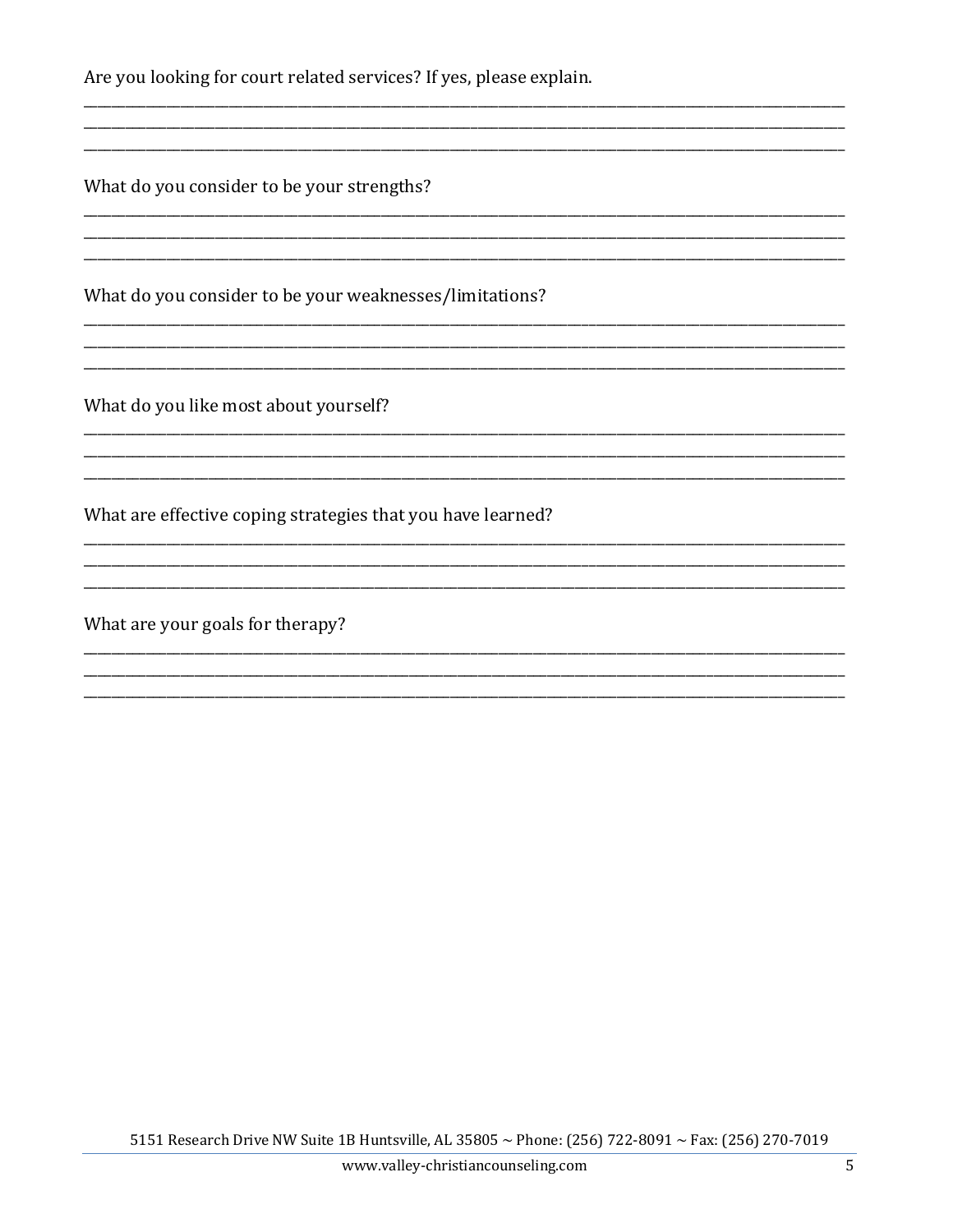Are you looking for court related services? If yes, please explain.

______________________________________________________________________________________________
______________________________________________________________________________________________
______________________________________________________________________________________________

What do you consider to be your strengths?

______________________________________________________________________________________________
______________________________________________________________________________________________
______________________________________________________________________________________________

What do you consider to be your weaknesses/limitations?

______________________________________________________________________________________________
______________________________________________________________________________________________
______________________________________________________________________________________________

What do you like most about yourself?

______________________________________________________________________________________________
______________________________________________________________________________________________
______________________________________________________________________________________________

What are effective coping strategies that you have learned?

______________________________________________________________________________________________
______________________________________________________________________________________________
______________________________________________________________________________________________

What are your goals for therapy?

______________________________________________________________________________________________
______________________________________________________________________________________________
______________________________________________________________________________________________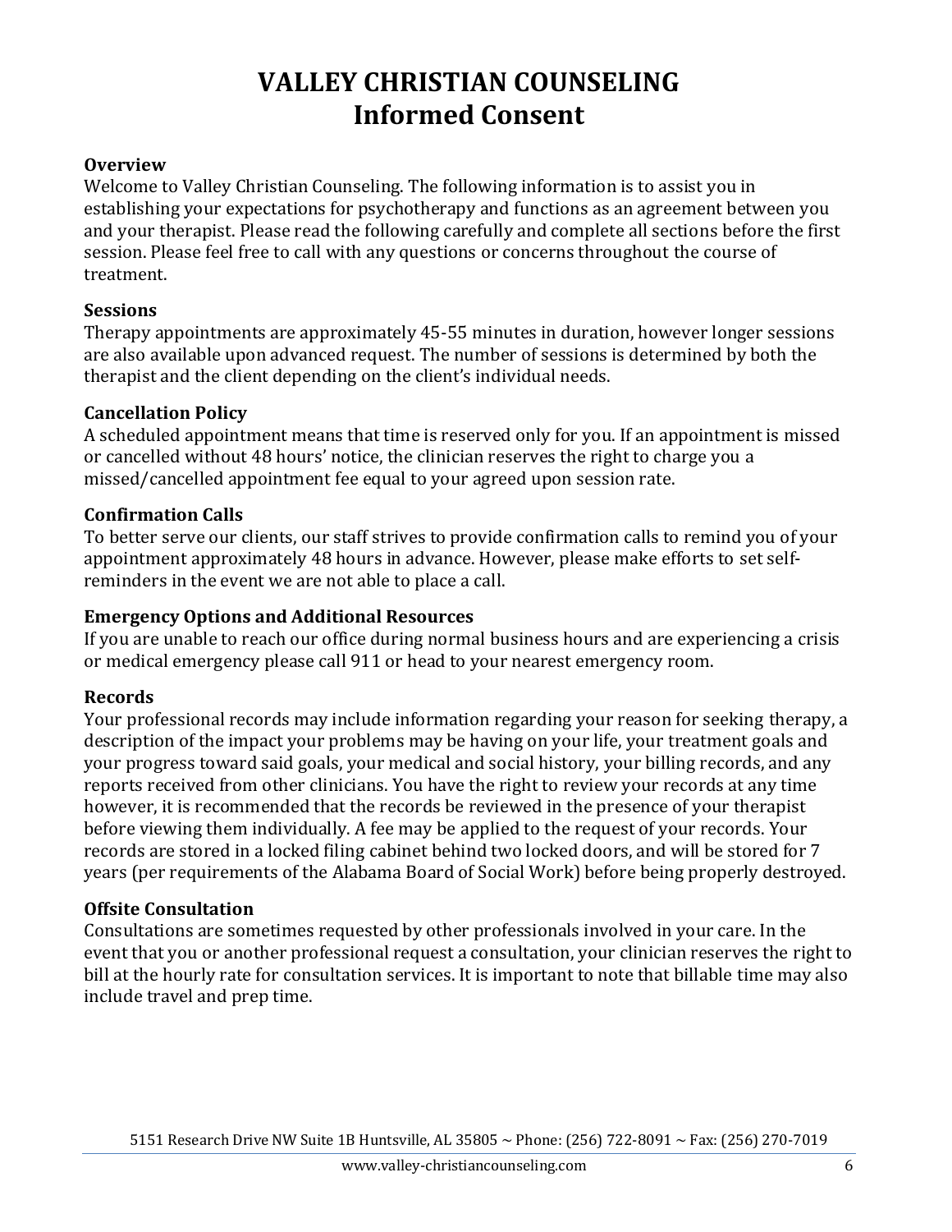# VALLEY CHRISTIAN COUNSELING
# Informed Consent

**Overview**

Welcome to Valley Christian Counseling. The following information is to assist you in establishing your expectations for psychotherapy and functions as an agreement between you and your therapist. Please read the following carefully and complete all sections before the first session. Please feel free to call with any questions or concerns throughout the course of treatment.

**Sessions**

Therapy appointments are approximately 45-55 minutes in duration, however longer sessions are also available upon advanced request. The number of sessions is determined by both the therapist and the client depending on the client's individual needs.

**Cancellation Policy**

A scheduled appointment means that time is reserved only for you. If an appointment is missed or cancelled without 48 hours' notice, the clinician reserves the right to charge you a missed/cancelled appointment fee equal to your agreed upon session rate.

**Confirmation Calls**

To better serve our clients, our staff strives to provide confirmation calls to remind you of your appointment approximately 48 hours in advance. However, please make efforts to set self-reminders in the event we are not able to place a call.

**Emergency Options and Additional Resources**

If you are unable to reach our office during normal business hours and are experiencing a crisis or medical emergency please call 911 or head to your nearest emergency room.

**Records**

Your professional records may include information regarding your reason for seeking therapy, a description of the impact your problems may be having on your life, your treatment goals and your progress toward said goals, your medical and social history, your billing records, and any reports received from other clinicians. You have the right to review your records at any time however, it is recommended that the records be reviewed in the presence of your therapist before viewing them individually. A fee may be applied to the request of your records. Your records are stored in a locked filing cabinet behind two locked doors, and will be stored for 7 years (per requirements of the Alabama Board of Social Work) before being properly destroyed.

**Offsite Consultation**

Consultations are sometimes requested by other professionals involved in your care. In the event that you or another professional request a consultation, your clinician reserves the right to bill at the hourly rate for consultation services. It is important to note that billable time may also include travel and prep time.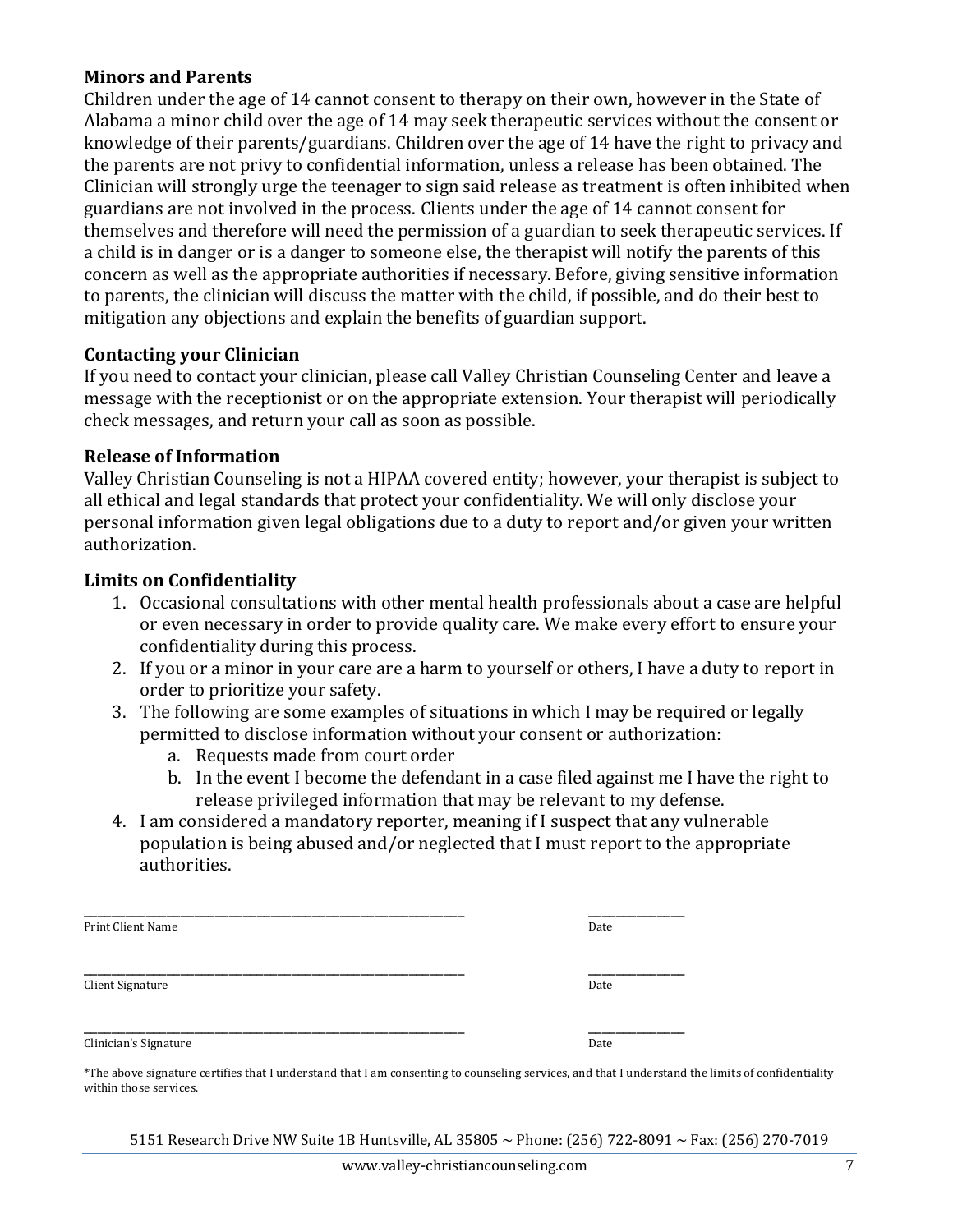**Minors and Parents**

Children under the age of 14 cannot consent to therapy on their own, however in the State of Alabama a minor child over the age of 14 may seek therapeutic services without the consent or knowledge of their parents/guardians. Children over the age of 14 have the right to privacy and the parents are not privy to confidential information, unless a release has been obtained. The Clinician will strongly urge the teenager to sign said release as treatment is often inhibited when guardians are not involved in the process. Clients under the age of 14 cannot consent for themselves and therefore will need the permission of a guardian to seek therapeutic services. If a child is in danger or is a danger to someone else, the therapist will notify the parents of this concern as well as the appropriate authorities if necessary. Before, giving sensitive information to parents, the clinician will discuss the matter with the child, if possible, and do their best to mitigation any objections and explain the benefits of guardian support.

**Contacting your Clinician**

If you need to contact your clinician, please call Valley Christian Counseling Center and leave a message with the receptionist or on the appropriate extension. Your therapist will periodically check messages, and return your call as soon as possible.

**Release of Information**

Valley Christian Counseling is not a HIPAA covered entity; however, your therapist is subject to all ethical and legal standards that protect your confidentiality. We will only disclose your personal information given legal obligations due to a duty to report and/or given your written authorization.

**Limits on Confidentiality**

1. Occasional consultations with other mental health professionals about a case are helpful or even necessary in order to provide quality care. We make every effort to ensure your confidentiality during this process.
2. If you or a minor in your care are a harm to yourself or others, I have a duty to report in order to prioritize your safety.
3. The following are some examples of situations in which I may be required or legally permitted to disclose information without your consent or authorization:
   a. Requests made from court order
   b. In the event I become the defendant in a case filed against me I have the right to release privileged information that may be relevant to my defense.
4. I am considered a mandatory reporter, meaning if I suspect that any vulnerable population is being abused and/or neglected that I must report to the appropriate authorities.

______________________________________________ ______________
Print Client Name Date

______________________________________________ ______________
Client Signature Date

______________________________________________ ______________
Clinician's Signature Date

*The above signature certifies that I understand that I am consenting to counseling services, and that I understand the limits of confidentiality within those services.

5151 Research Drive NW Suite 1B Huntsville, AL 35805 ~ Phone: (256) 722-8091 ~ Fax: (256) 270-7019

www.valley-christiancounseling.com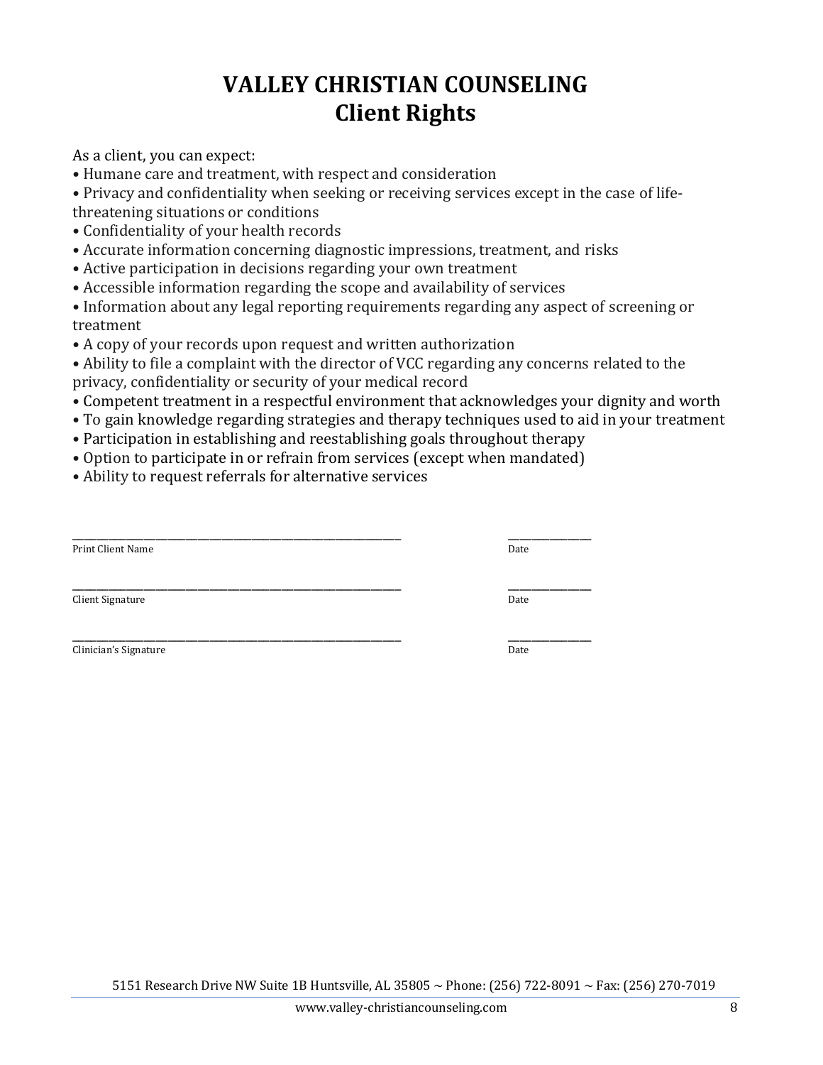# VALLEY CHRISTIAN COUNSELING
# Client Rights

As a client, you can expect:

- Humane care and treatment, with respect and consideration
- Privacy and confidentiality when seeking or receiving services except in the case of life-threatening situations or conditions
- Confidentiality of your health records
- Accurate information concerning diagnostic impressions, treatment, and risks
- Active participation in decisions regarding your own treatment
- Accessible information regarding the scope and availability of services
- Information about any legal reporting requirements regarding any aspect of screening or treatment
- A copy of your records upon request and written authorization
- Ability to file a complaint with the director of VCC regarding any concerns related to the privacy, confidentiality or security of your medical record
- Competent treatment in a respectful environment that acknowledges your dignity and worth
- To gain knowledge regarding strategies and therapy techniques used to aid in your treatment
- Participation in establishing and reestablishing goals throughout therapy
- Option to participate in or refrain from services (except when mandated)
- Ability to request referrals for alternative services

_______________________________________________ _____________
Print Client Name Date

_______________________________________________ _____________
Client Signature Date

_______________________________________________ _____________
Clinician's Signature Date

5151 Research Drive NW Suite 1B Huntsville, AL 35805 ~ Phone: (256) 722-8091 ~ Fax: (256) 270-7019

www.valley-christiancounseling.com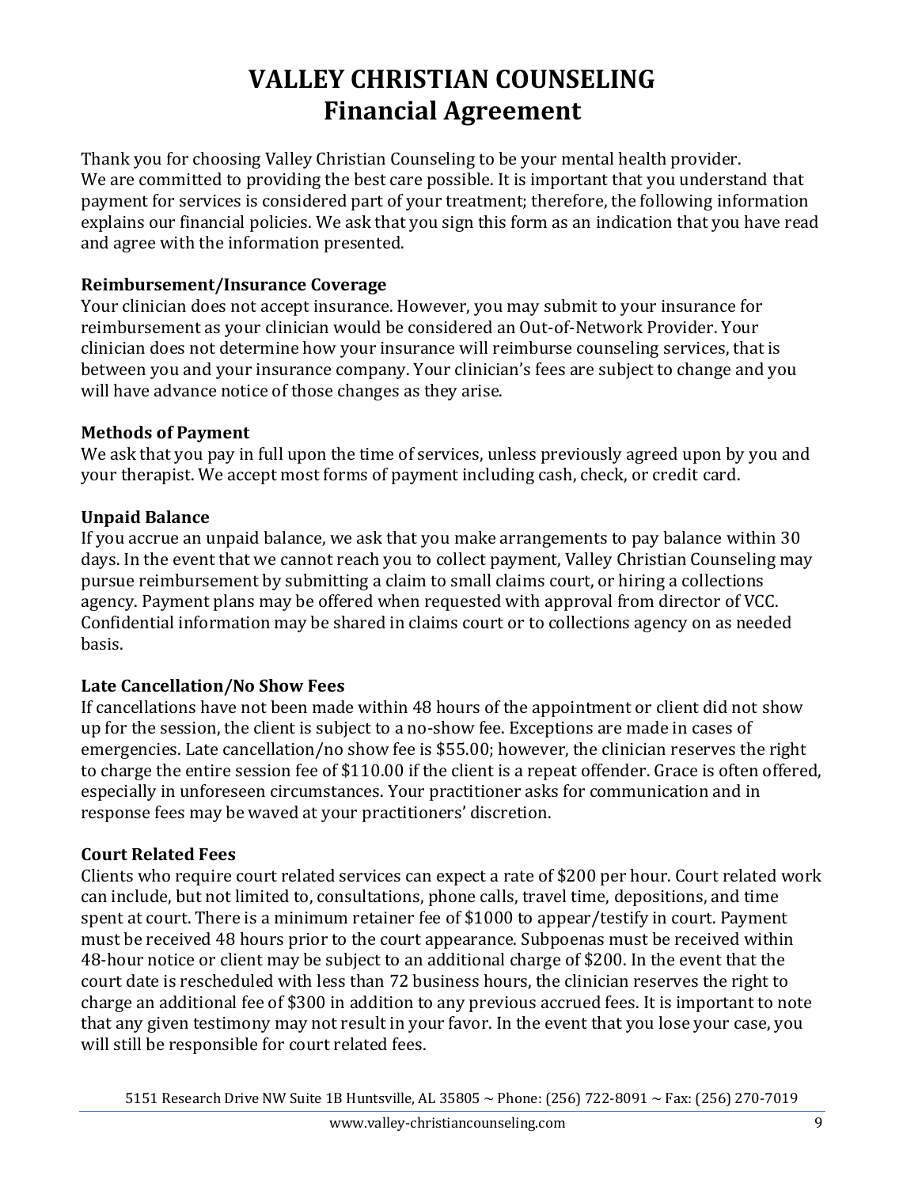# VALLEY CHRISTIAN COUNSELING
# Financial Agreement

Thank you for choosing Valley Christian Counseling to be your mental health provider. We are committed to providing the best care possible. It is important that you understand that payment for services is considered part of your treatment; therefore, the following information explains our financial policies. We ask that you sign this form as an indication that you have read and agree with the information presented.

**Reimbursement/Insurance Coverage**
Your clinician does not accept insurance. However, you may submit to your insurance for reimbursement as your clinician would be considered an Out-of-Network Provider. Your clinician does not determine how your insurance will reimburse counseling services, that is between you and your insurance company. Your clinician's fees are subject to change and you will have advance notice of those changes as they arise.

**Methods of Payment**
We ask that you pay in full upon the time of services, unless previously agreed upon by you and your therapist. We accept most forms of payment including cash, check, or credit card.

**Unpaid Balance**
If you accrue an unpaid balance, we ask that you make arrangements to pay balance within 30 days. In the event that we cannot reach you to collect payment, Valley Christian Counseling may pursue reimbursement by submitting a claim to small claims court, or hiring a collections agency. Payment plans may be offered when requested with approval from director of VCC. Confidential information may be shared in claims court or to collections agency on as needed basis.

**Late Cancellation/No Show Fees**
If cancellations have not been made within 48 hours of the appointment or client did not show up for the session, the client is subject to a no-show fee. Exceptions are made in cases of emergencies. Late cancellation/no show fee is $55.00; however, the clinician reserves the right to charge the entire session fee of $110.00 if the client is a repeat offender. Grace is often offered, especially in unforeseen circumstances. Your practitioner asks for communication and in response fees may be waved at your practitioners' discretion.

**Court Related Fees**
Clients who require court related services can expect a rate of $200 per hour. Court related work can include, but not limited to, consultations, phone calls, travel time, depositions, and time spent at court. There is a minimum retainer fee of $1000 to appear/testify in court. Payment must be received 48 hours prior to the court appearance. Subpoenas must be received within 48-hour notice or client may be subject to an additional charge of $200. In the event that the court date is rescheduled with less than 72 business hours, the clinician reserves the right to charge an additional fee of $300 in addition to any previous accrued fees. It is important to note that any given testimony may not result in your favor. In the event that you lose your case, you will still be responsible for court related fees.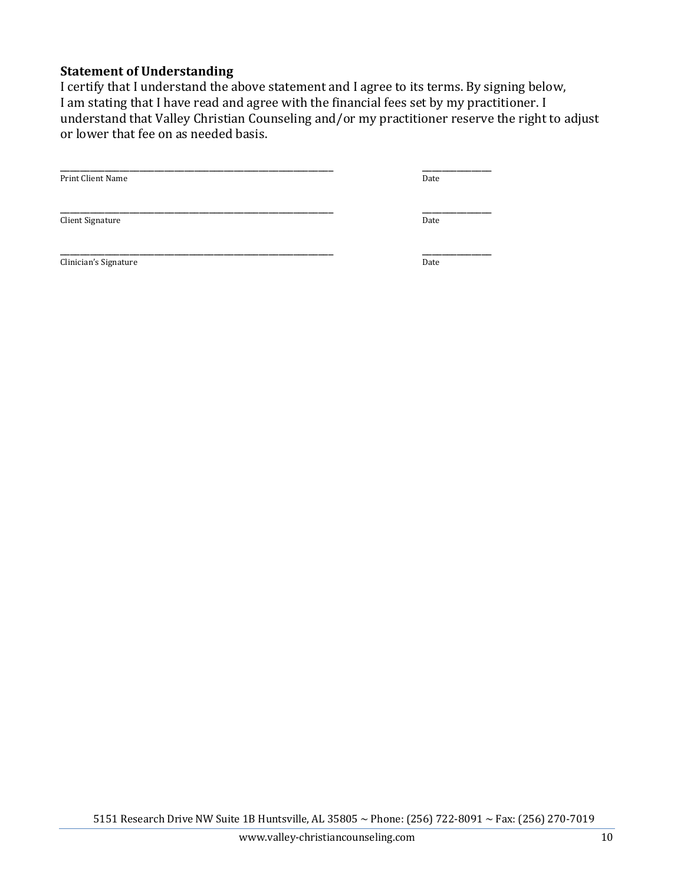**Statement of Understanding**

I certify that I understand the above statement and I agree to its terms. By signing below, I am stating that I have read and agree with the financial fees set by my practitioner. I understand that Valley Christian Counseling and/or my practitioner reserve the right to adjust or lower that fee on as needed basis.

_______________________________________________ _____________
Print Client Name Date

_______________________________________________ _____________
Client Signature Date

_______________________________________________ _____________
Clinician's Signature Date